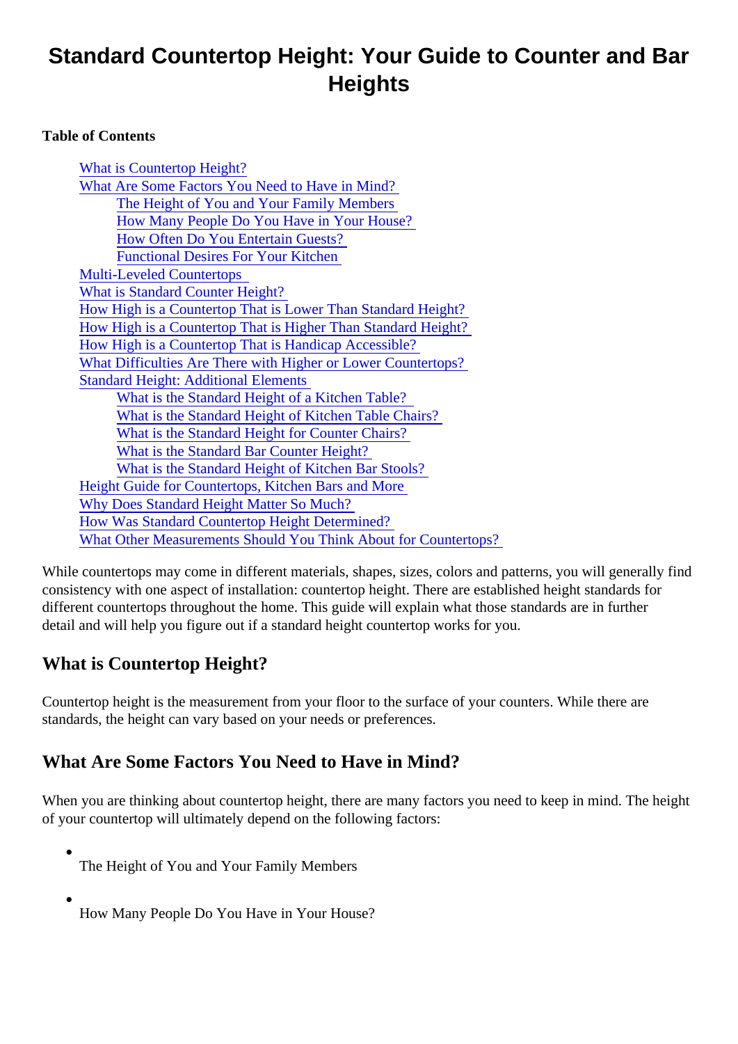# Standard Countertop Height: Your Guide to Counter and Bar Heights

**Table of Contents**

- What is Countertop Height?
- What Are Some Factors You Need to Have in Mind?
    - The Height of You and Your Family Members
    - How Many People Do You Have in Your House?
    - How Often Do You Entertain Guests?
    - Functional Desires For Your Kitchen
- Multi-Leveled Countertops
- What is Standard Counter Height?
- How High is a Countertop That is Lower Than Standard Height?
- How High is a Countertop That is Higher Than Standard Height?
- How High is a Countertop That is Handicap Accessible?
- What Difficulties Are There with Higher or Lower Countertops?
- Standard Height: Additional Elements
    - What is the Standard Height of a Kitchen Table?
    - What is the Standard Height of Kitchen Table Chairs?
    - What is the Standard Height for Counter Chairs?
    - What is the Standard Bar Counter Height?
    - What is the Standard Height of Kitchen Bar Stools?
- Height Guide for Countertops, Kitchen Bars and More
- Why Does Standard Height Matter So Much?
- How Was Standard Countertop Height Determined?
- What Other Measurements Should You Think About for Countertops?

While countertops may come in different materials, shapes, sizes, colors and patterns, you will generally find consistency with one aspect of installation: countertop height. There are established height standards for different countertops throughout the home. This guide will explain what those standards are in further detail and will help you figure out if a standard height countertop works for you.

## What is Countertop Height?

Countertop height is the measurement from your floor to the surface of your counters. While there are standards, the height can vary based on your needs or preferences.

## What Are Some Factors You Need to Have in Mind?

When you are thinking about countertop height, there are many factors you need to keep in mind. The height of your countertop will ultimately depend on the following factors:

- The Height of You and Your Family Members
- How Many People Do You Have in Your House?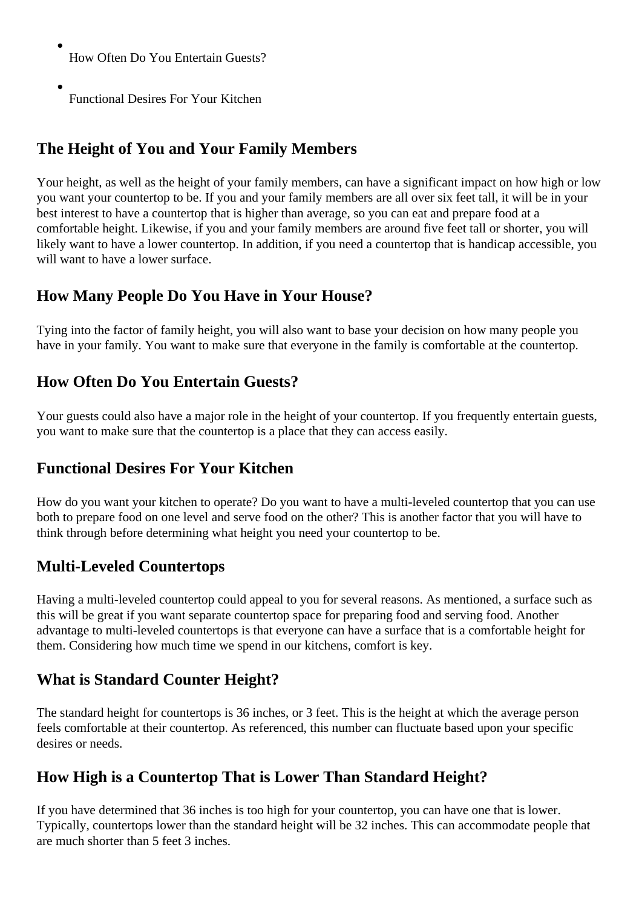- How Often Do You Entertain Guests?
- Functional Desires For Your Kitchen

## The Height of You and Your Family Members

Your height, as well as the height of your family members, can have a significant impact on how high or low you want your countertop to be. If you and your family members are all over six feet tall, it will be in your best interest to have a countertop that is higher than average, so you can eat and prepare food at a comfortable height. Likewise, if you and your family members are around five feet tall or shorter, you will likely want to have a lower countertop. In addition, if you need a countertop that is handicap accessible, you will want to have a lower surface.

## How Many People Do You Have in Your House?

Tying into the factor of family height, you will also want to base your decision on how many people you have in your family. You want to make sure that everyone in the family is comfortable at the countertop.

## How Often Do You Entertain Guests?

Your guests could also have a major role in the height of your countertop. If you frequently entertain guests, you want to make sure that the countertop is a place that they can access easily.

## Functional Desires For Your Kitchen

How do you want your kitchen to operate? Do you want to have a multi-leveled countertop that you can use both to prepare food on one level and serve food on the other? This is another factor that you will have to think through before determining what height you need your countertop to be.

## Multi-Leveled Countertops

Having a multi-leveled countertop could appeal to you for several reasons. As mentioned, a surface such as this will be great if you want separate countertop space for preparing food and serving food. Another advantage to multi-leveled countertops is that everyone can have a surface that is a comfortable height for them. Considering how much time we spend in our kitchens, comfort is key.

## What is Standard Counter Height?

The standard height for countertops is 36 inches, or 3 feet. This is the height at which the average person feels comfortable at their countertop. As referenced, this number can fluctuate based upon your specific desires or needs.

## How High is a Countertop That is Lower Than Standard Height?

If you have determined that 36 inches is too high for your countertop, you can have one that is lower. Typically, countertops lower than the standard height will be 32 inches. This can accommodate people that are much shorter than 5 feet 3 inches.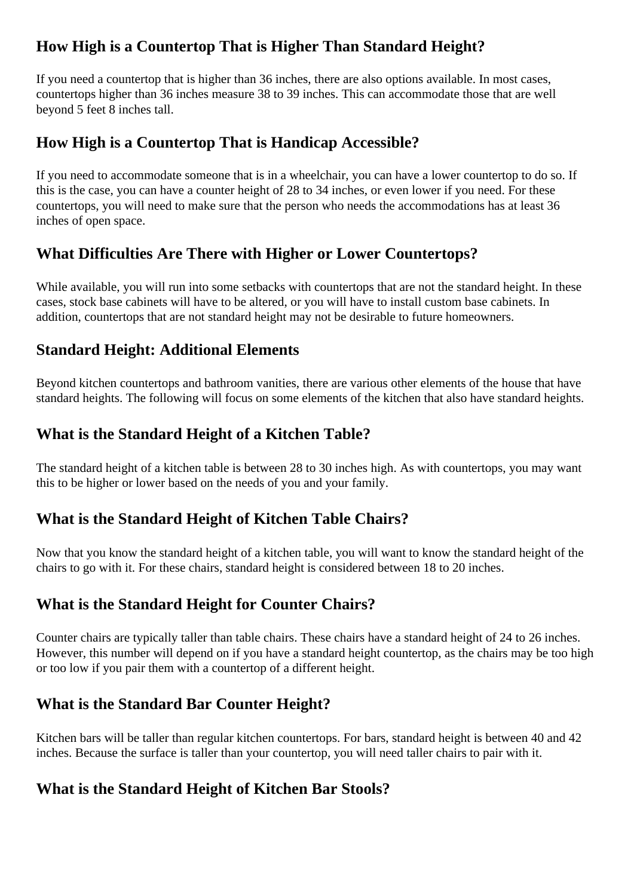## How High is a Countertop That is Higher Than Standard Height?

If you need a countertop that is higher than 36 inches, there are also options available. In most cases, countertops higher than 36 inches measure 38 to 39 inches. This can accommodate those that are well beyond 5 feet 8 inches tall.

## How High is a Countertop That is Handicap Accessible?

If you need to accommodate someone that is in a wheelchair, you can have a lower countertop to do so. If this is the case, you can have a counter height of 28 to 34 inches, or even lower if you need. For these countertops, you will need to make sure that the person who needs the accommodations has at least 36 inches of open space.

## What Difficulties Are There with Higher or Lower Countertops?

While available, you will run into some setbacks with countertops that are not the standard height. In these cases, stock base cabinets will have to be altered, or you will have to install custom base cabinets. In addition, countertops that are not standard height may not be desirable to future homeowners.

## Standard Height: Additional Elements

Beyond kitchen countertops and bathroom vanities, there are various other elements of the house that have standard heights. The following will focus on some elements of the kitchen that also have standard heights.

## What is the Standard Height of a Kitchen Table?

The standard height of a kitchen table is between 28 to 30 inches high. As with countertops, you may want this to be higher or lower based on the needs of you and your family.

## What is the Standard Height of Kitchen Table Chairs?

Now that you know the standard height of a kitchen table, you will want to know the standard height of the chairs to go with it. For these chairs, standard height is considered between 18 to 20 inches.

## What is the Standard Height for Counter Chairs?

Counter chairs are typically taller than table chairs. These chairs have a standard height of 24 to 26 inches. However, this number will depend on if you have a standard height countertop, as the chairs may be too high or too low if you pair them with a countertop of a different height.

## What is the Standard Bar Counter Height?

Kitchen bars will be taller than regular kitchen countertops. For bars, standard height is between 40 and 42 inches. Because the surface is taller than your countertop, you will need taller chairs to pair with it.

## What is the Standard Height of Kitchen Bar Stools?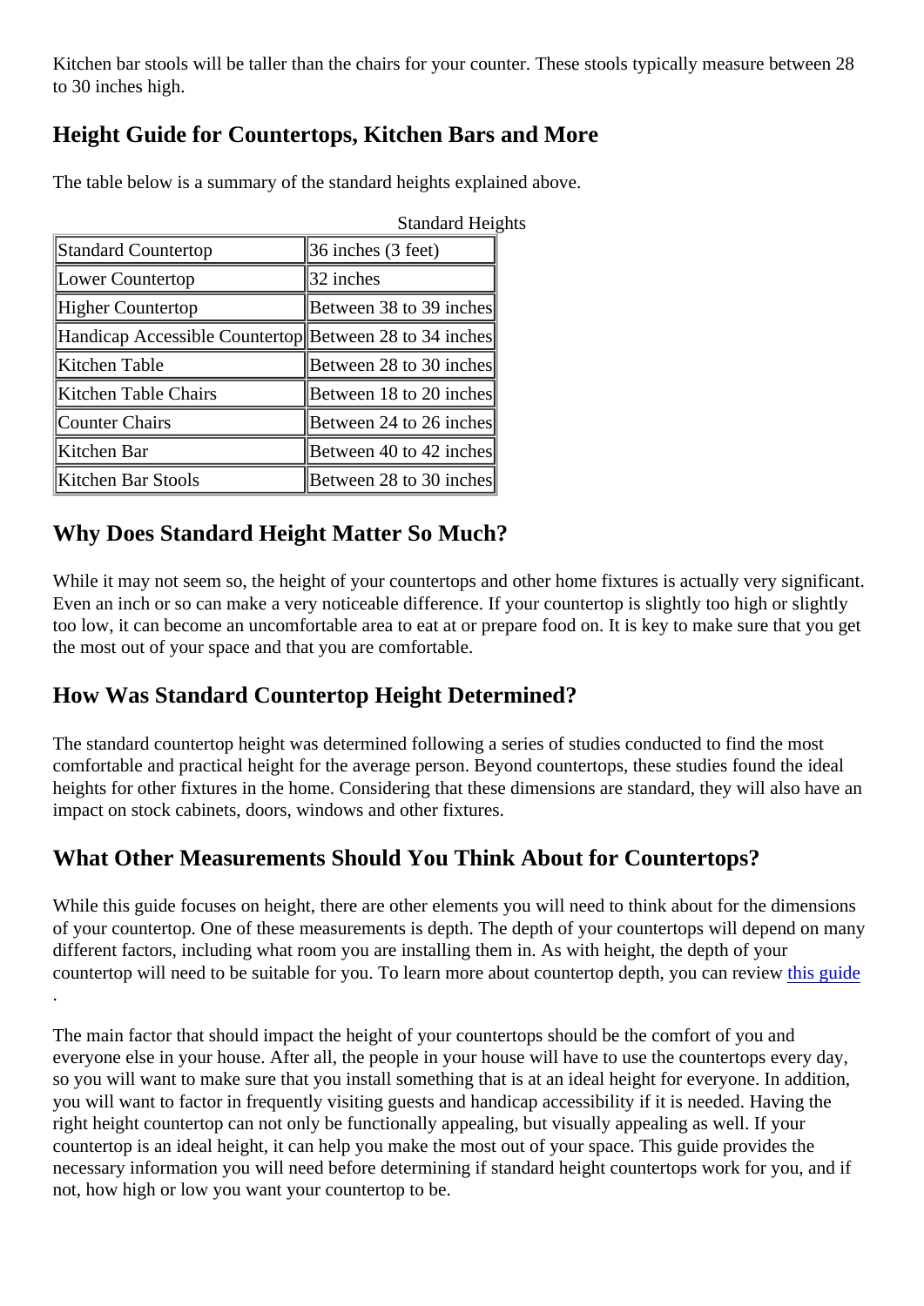Kitchen bar stools will be taller than the chairs for your counter. These stools typically measure between 28 to 30 inches high.

## Height Guide for Countertops, Kitchen Bars and More

The table below is a summary of the standard heights explained above.

Standard Heights

| | |
|---|---|
| Standard Countertop | 36 inches (3 feet) |
| Lower Countertop | 32 inches |
| Higher Countertop | Between 38 to 39 inches |
| Handicap Accessible Countertop | Between 28 to 34 inches |
| Kitchen Table | Between 28 to 30 inches |
| Kitchen Table Chairs | Between 18 to 20 inches |
| Counter Chairs | Between 24 to 26 inches |
| Kitchen Bar | Between 40 to 42 inches |
| Kitchen Bar Stools | Between 28 to 30 inches |

## Why Does Standard Height Matter So Much?

While it may not seem so, the height of your countertops and other home fixtures is actually very significant. Even an inch or so can make a very noticeable difference. If your countertop is slightly too high or slightly too low, it can become an uncomfortable area to eat at or prepare food on. It is key to make sure that you get the most out of your space and that you are comfortable.

## How Was Standard Countertop Height Determined?

The standard countertop height was determined following a series of studies conducted to find the most comfortable and practical height for the average person. Beyond countertops, these studies found the ideal heights for other fixtures in the home. Considering that these dimensions are standard, they will also have an impact on stock cabinets, doors, windows and other fixtures.

## What Other Measurements Should You Think About for Countertops?

While this guide focuses on height, there are other elements you will need to think about for the dimensions of your countertop. One of these measurements is depth. The depth of your countertops will depend on many different factors, including what room you are installing them in. As with height, the depth of your countertop will need to be suitable for you. To learn more about countertop depth, you can review this guide .

The main factor that should impact the height of your countertops should be the comfort of you and everyone else in your house. After all, the people in your house will have to use the countertops every day, so you will want to make sure that you install something that is at an ideal height for everyone. In addition, you will want to factor in frequently visiting guests and handicap accessibility if it is needed. Having the right height countertop can not only be functionally appealing, but visually appealing as well. If your countertop is an ideal height, it can help you make the most out of your space. This guide provides the necessary information you will need before determining if standard height countertops work for you, and if not, how high or low you want your countertop to be.